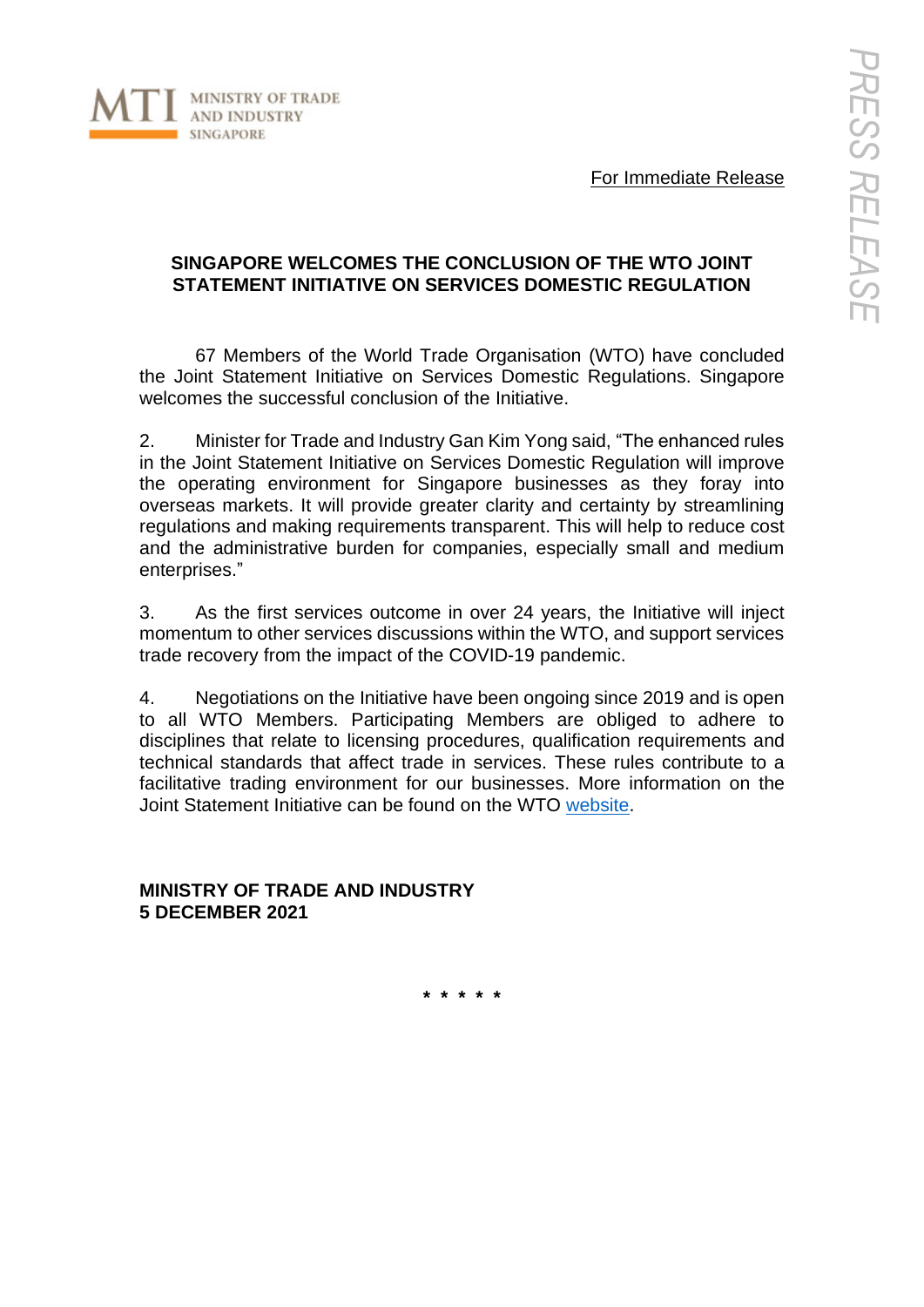MINISTRY OF TRADE AND INDUSTRY SINGAPORE

For Immediate Release

PRESS RELEASE

# SINGAPORE WELCOMES THE CONCLUSION OF THE WTO JOINT STATEMENT INITIATIVE ON SERVICES DOMESTIC REGULATION

67 Members of the World Trade Organisation (WTO) have concluded the Joint Statement Initiative on Services Domestic Regulations. Singapore welcomes the successful conclusion of the Initiative.

2. Minister for Trade and Industry Gan Kim Yong said, "The enhanced rules in the Joint Statement Initiative on Services Domestic Regulation will improve the operating environment for Singapore businesses as they foray into overseas markets. It will provide greater clarity and certainty by streamlining regulations and making requirements transparent. This will help to reduce cost and the administrative burden for companies, especially small and medium enterprises."

3. As the first services outcome in over 24 years, the Initiative will inject momentum to other services discussions within the WTO, and support services trade recovery from the impact of the COVID-19 pandemic.

4. Negotiations on the Initiative have been ongoing since 2019 and is open to all WTO Members. Participating Members are obliged to adhere to disciplines that relate to licensing procedures, qualification requirements and technical standards that affect trade in services. These rules contribute to a facilitative trading environment for our businesses. More information on the Joint Statement Initiative can be found on the WTO website.

**MINISTRY OF TRADE AND INDUSTRY**
**5 DECEMBER 2021**

\* \* \* \* \*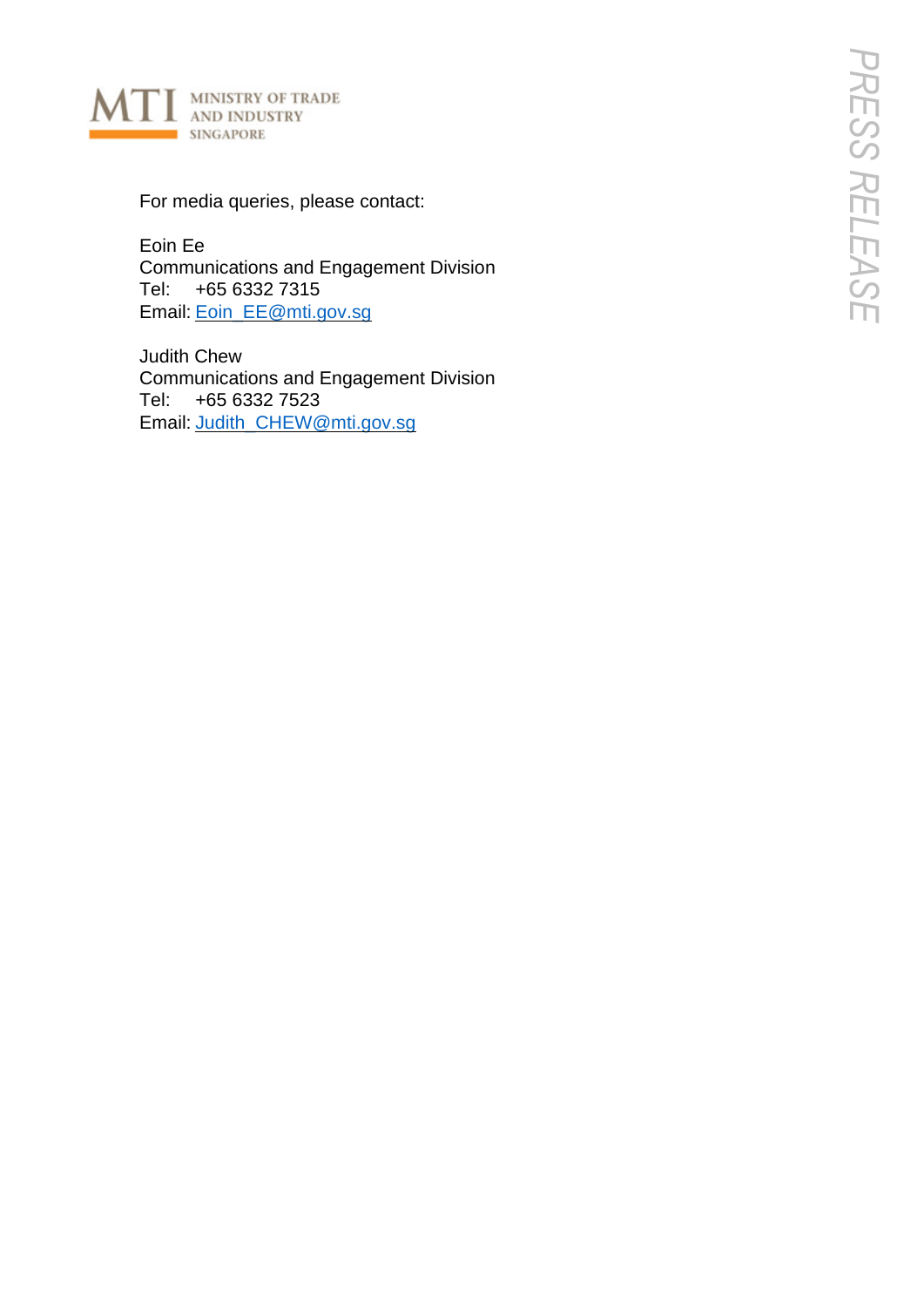For media queries, please contact:

Eoin Ee
Communications and Engagement Division
Tel: +65 6332 7315
Email: Eoin_EE@mti.gov.sg

Judith Chew
Communications and Engagement Division
Tel: +65 6332 7523
Email: Judith_CHEW@mti.gov.sg